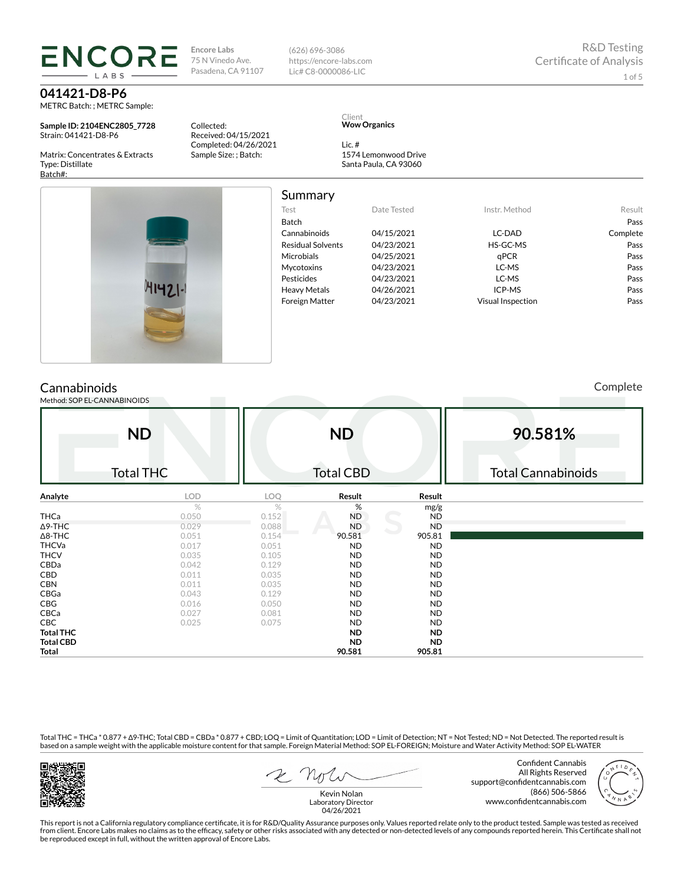# ENCORE LABS

**Encore Labs**
75 N Vinedo Ave.
Pasadena, CA 91107

(626) 696-3086
https://encore-labs.com
Lic# C8-0000086-LIC

R&D Testing
Certificate of Analysis

## 041421-D8-P6

METRC Batch: ; METRC Sample:

**Sample ID: 2104ENC2805_7728**
Strain: 041421-D8-P6

Matrix: Concentrates & Extracts
Type: Distillate
Batch#:

Collected:
Received: 04/15/2021
Completed: 04/26/2021
Sample Size: ; Batch:

Client
**Wow Organics**

Lic. #
1574 Lemonwood Drive
Santa Paula, CA 93060

## Summary

| Test | Date Tested | Instr. Method | Result |
|---|---|---|---|
| Batch | | | Pass |
| Cannabinoids | 04/15/2021 | LC-DAD | Complete |
| Residual Solvents | 04/23/2021 | HS-GC-MS | Pass |
| Microbials | 04/25/2021 | qPCR | Pass |
| Mycotoxins | 04/23/2021 | LC-MS | Pass |
| Pesticides | 04/23/2021 | LC-MS | Pass |
| Heavy Metals | 04/26/2021 | ICP-MS | Pass |
| Foreign Matter | 04/23/2021 | Visual Inspection | Pass |

## Cannabinoids

Method: SOP EL-CANNABINOIDS

Complete

| **ND** | **ND** | **90.581%** |
|---|---|---|
| Total THC | Total CBD | Total Cannabinoids |

| Analyte | LOD | LOQ | Result | Result |
|---|---|---|---|---|
| | % | % | % | mg/g |
| THCa | 0.050 | 0.152 | ND | ND |
| Δ9-THC | 0.029 | 0.088 | ND | ND |
| Δ8-THC | 0.051 | 0.154 | 90.581 | 905.81 |
| THCVa | 0.017 | 0.051 | ND | ND |
| THCV | 0.035 | 0.105 | ND | ND |
| CBDa | 0.042 | 0.129 | ND | ND |
| CBD | 0.011 | 0.035 | ND | ND |
| CBN | 0.011 | 0.035 | ND | ND |
| CBGa | 0.043 | 0.129 | ND | ND |
| CBG | 0.016 | 0.050 | ND | ND |
| CBCa | 0.027 | 0.081 | ND | ND |
| CBC | 0.025 | 0.075 | ND | ND |
| **Total THC** | | | **ND** | **ND** |
| **Total CBD** | | | **ND** | **ND** |
| **Total** | | | **90.581** | **905.81** |

Total THC = THCa * 0.877 + Δ9-THC; Total CBD = CBDa * 0.877 + CBD; LOQ = Limit of Quantitation; LOD = Limit of Detection; NT = Not Tested; ND = Not Detected. The reported result is based on a sample weight with the applicable moisture content for that sample. Foreign Material Method: SOP EL-FOREIGN; Moisture and Water Activity Method: SOP EL-WATER

Kevin Nolan
Laboratory Director
04/26/2021

Confident Cannabis
All Rights Reserved
support@confidentcannabis.com
(866) 506-5866
www.confidentcannabis.com

This report is not a California regulatory compliance certificate, it is for R&D/Quality Assurance purposes only. Values reported relate only to the product tested. Sample was tested as received from client. Encore Labs makes no claims as to the efficacy, safety or other risks associated with any detected or non-detected levels of any compounds reported herein. This Certificate shall not be reproduced except in full, without the written approval of Encore Labs.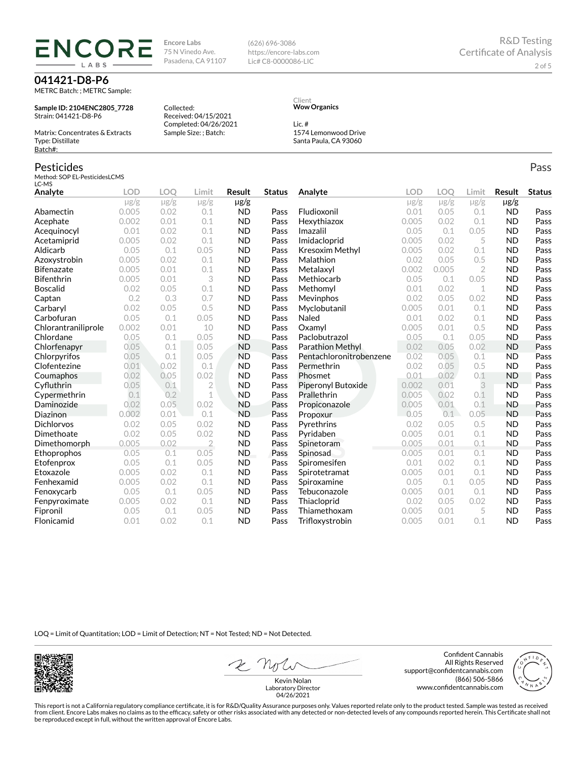**ENCORE LABS**

**Encore Labs**
75 N Vinedo Ave.
Pasadena, CA 91107

(626) 696-3086
https://encore-labs.com
Lic# C8-0000086-LIC

R&D Testing
Certificate of Analysis

## 041421-D8-P6

METRC Batch: ; METRC Sample:

**Sample ID: 2104ENC2805_7728**
Strain: 041421-D8-P6

Matrix: Concentrates & Extracts
Type: Distillate
Batch#:

Collected:
Received: 04/15/2021
Completed: 04/26/2021
Sample Size: ; Batch:

Client
**Wow Organics**

Lic. #
1574 Lemonwood Drive
Santa Paula, CA 93060

## Pesticides

Pass

Method: SOP EL-PesticidesLCMS
LC-MS

| Analyte | LOD | LOQ | Limit | Result | Status |
|---|---|---|---|---|---|
| | μg/g | μg/g | μg/g | μg/g | |
| Abamectin | 0.005 | 0.02 | 0.1 | ND | Pass |
| Acephate | 0.002 | 0.01 | 0.1 | ND | Pass |
| Acequinocyl | 0.01 | 0.02 | 0.1 | ND | Pass |
| Acetamiprid | 0.005 | 0.02 | 0.1 | ND | Pass |
| Aldicarb | 0.05 | 0.1 | 0.05 | ND | Pass |
| Azoxystrobin | 0.005 | 0.02 | 0.1 | ND | Pass |
| Bifenazate | 0.005 | 0.01 | 0.1 | ND | Pass |
| Bifenthrin | 0.005 | 0.01 | 3 | ND | Pass |
| Boscalid | 0.02 | 0.05 | 0.1 | ND | Pass |
| Captan | 0.2 | 0.3 | 0.7 | ND | Pass |
| Carbaryl | 0.02 | 0.05 | 0.5 | ND | Pass |
| Carbofuran | 0.05 | 0.1 | 0.05 | ND | Pass |
| Chlorantraniliprole | 0.002 | 0.01 | 10 | ND | Pass |
| Chlordane | 0.05 | 0.1 | 0.05 | ND | Pass |
| Chlorfenapyr | 0.05 | 0.1 | 0.05 | ND | Pass |
| Chlorpyrifos | 0.05 | 0.1 | 0.05 | ND | Pass |
| Clofentezine | 0.01 | 0.02 | 0.1 | ND | Pass |
| Coumaphos | 0.02 | 0.05 | 0.02 | ND | Pass |
| Cyfluthrin | 0.05 | 0.1 | 2 | ND | Pass |
| Cypermethrin | 0.1 | 0.2 | 1 | ND | Pass |
| Daminozide | 0.02 | 0.05 | 0.02 | ND | Pass |
| Diazinon | 0.002 | 0.01 | 0.1 | ND | Pass |
| Dichlorvos | 0.02 | 0.05 | 0.02 | ND | Pass |
| Dimethoate | 0.02 | 0.05 | 0.02 | ND | Pass |
| Dimethomorph | 0.005 | 0.02 | 2 | ND | Pass |
| Ethoprophos | 0.05 | 0.1 | 0.05 | ND | Pass |
| Etofenprox | 0.05 | 0.1 | 0.05 | ND | Pass |
| Etoxazole | 0.005 | 0.02 | 0.1 | ND | Pass |
| Fenhexamid | 0.005 | 0.02 | 0.1 | ND | Pass |
| Fenoxycarb | 0.05 | 0.1 | 0.05 | ND | Pass |
| Fenpyroximate | 0.005 | 0.02 | 0.1 | ND | Pass |
| Fipronil | 0.05 | 0.1 | 0.05 | ND | Pass |
| Flonicamid | 0.01 | 0.02 | 0.1 | ND | Pass |
| Fludioxonil | 0.01 | 0.05 | 0.1 | ND | Pass |
| Hexythiazox | 0.005 | 0.02 | 0.1 | ND | Pass |
| Imazalil | 0.05 | 0.1 | 0.05 | ND | Pass |
| Imidacloprid | 0.005 | 0.02 | 5 | ND | Pass |
| Kresoxim Methyl | 0.005 | 0.02 | 0.1 | ND | Pass |
| Malathion | 0.02 | 0.05 | 0.5 | ND | Pass |
| Metalaxyl | 0.002 | 0.005 | 2 | ND | Pass |
| Methiocarb | 0.05 | 0.1 | 0.05 | ND | Pass |
| Methomyl | 0.01 | 0.02 | 1 | ND | Pass |
| Mevinphos | 0.02 | 0.05 | 0.02 | ND | Pass |
| Myclobutanil | 0.005 | 0.01 | 0.1 | ND | Pass |
| Naled | 0.01 | 0.02 | 0.1 | ND | Pass |
| Oxamyl | 0.005 | 0.01 | 0.5 | ND | Pass |
| Paclobutrazol | 0.05 | 0.1 | 0.05 | ND | Pass |
| Parathion Methyl | 0.02 | 0.05 | 0.02 | ND | Pass |
| Pentachloronitrobenzene | 0.02 | 0.05 | 0.1 | ND | Pass |
| Permethrin | 0.02 | 0.05 | 0.5 | ND | Pass |
| Phosmet | 0.01 | 0.02 | 0.1 | ND | Pass |
| Piperonyl Butoxide | 0.002 | 0.01 | 3 | ND | Pass |
| Prallethrin | 0.005 | 0.02 | 0.1 | ND | Pass |
| Propiconazole | 0.005 | 0.01 | 0.1 | ND | Pass |
| Propoxur | 0.05 | 0.1 | 0.05 | ND | Pass |
| Pyrethrins | 0.02 | 0.05 | 0.5 | ND | Pass |
| Pyridaben | 0.005 | 0.01 | 0.1 | ND | Pass |
| Spinetoram | 0.005 | 0.01 | 0.1 | ND | Pass |
| Spinosad | 0.005 | 0.01 | 0.1 | ND | Pass |
| Spiromesifen | 0.01 | 0.02 | 0.1 | ND | Pass |
| Spirotetramat | 0.005 | 0.01 | 0.1 | ND | Pass |
| Spiroxamine | 0.05 | 0.1 | 0.05 | ND | Pass |
| Tebuconazole | 0.005 | 0.01 | 0.1 | ND | Pass |
| Thiacloprid | 0.02 | 0.05 | 0.02 | ND | Pass |
| Thiamethoxam | 0.005 | 0.01 | 5 | ND | Pass |
| Trifloxystrobin | 0.005 | 0.01 | 0.1 | ND | Pass |

LOQ = Limit of Quantitation; LOD = Limit of Detection; NT = Not Tested; ND = Not Detected.

Kevin Nolan
Laboratory Director
04/26/2021

Confident Cannabis
All Rights Reserved
support@confidentcannabis.com
(866) 506-5866
www.confidentcannabis.com

This report is not a California regulatory compliance certificate, it is for R&D/Quality Assurance purposes only. Values reported relate only to the product tested. Sample was tested as received from client. Encore Labs makes no claims as to the efficacy, safety or other risks associated with any detected or non-detected levels of any compounds reported herein. This Certificate shall not be reproduced except in full, without the written approval of Encore Labs.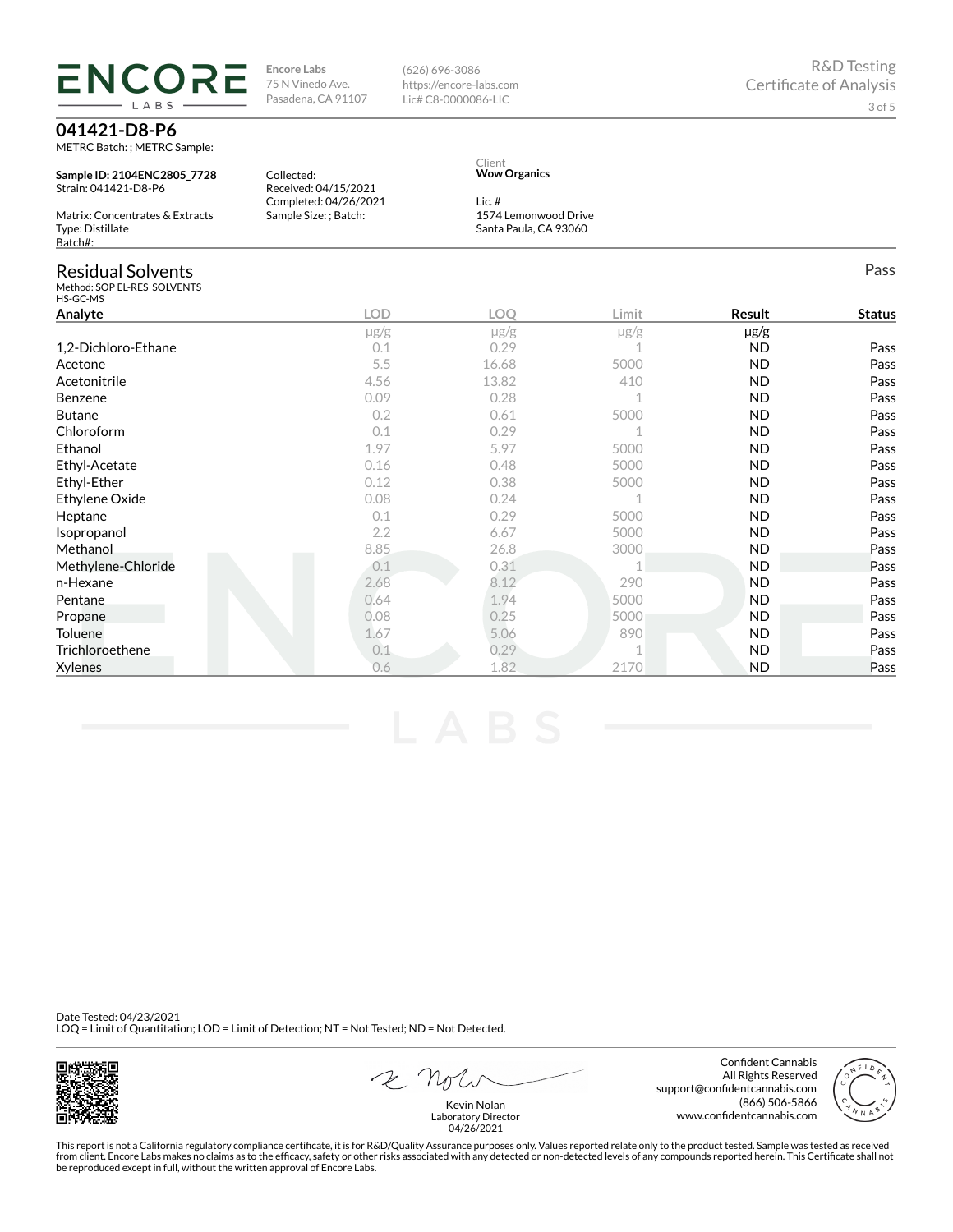**Encore Labs**
75 N Vinedo Ave.
Pasadena, CA 91107

(626) 696-3086
https://encore-labs.com
Lic# C8-0000086-LIC

R&D Testing
Certificate of Analysis

## 041421-D8-P6

METRC Batch: ; METRC Sample:

**Sample ID: 2104ENC2805_7728**
Strain: 041421-D8-P6

Matrix: Concentrates & Extracts
Type: Distillate
Batch#:

Collected:
Received: 04/15/2021
Completed: 04/26/2021
Sample Size: ; Batch:

Client
**Wow Organics**

Lic. #
1574 Lemonwood Drive
Santa Paula, CA 93060

## Residual Solvents

Pass

Method: SOP EL-RES_SOLVENTS
HS-GC-MS

| Analyte | LOD | LOQ | Limit | Result | Status |
|---|---|---|---|---|---|
| | μg/g | μg/g | μg/g | μg/g | |
| 1,2-Dichloro-Ethane | 0.1 | 0.29 | 1 | ND | Pass |
| Acetone | 5.5 | 16.68 | 5000 | ND | Pass |
| Acetonitrile | 4.56 | 13.82 | 410 | ND | Pass |
| Benzene | 0.09 | 0.28 | 1 | ND | Pass |
| Butane | 0.2 | 0.61 | 5000 | ND | Pass |
| Chloroform | 0.1 | 0.29 | 1 | ND | Pass |
| Ethanol | 1.97 | 5.97 | 5000 | ND | Pass |
| Ethyl-Acetate | 0.16 | 0.48 | 5000 | ND | Pass |
| Ethyl-Ether | 0.12 | 0.38 | 5000 | ND | Pass |
| Ethylene Oxide | 0.08 | 0.24 | 1 | ND | Pass |
| Heptane | 0.1 | 0.29 | 5000 | ND | Pass |
| Isopropanol | 2.2 | 6.67 | 5000 | ND | Pass |
| Methanol | 8.85 | 26.8 | 3000 | ND | Pass |
| Methylene-Chloride | 0.1 | 0.31 | 1 | ND | Pass |
| n-Hexane | 2.68 | 8.12 | 290 | ND | Pass |
| Pentane | 0.64 | 1.94 | 5000 | ND | Pass |
| Propane | 0.08 | 0.25 | 5000 | ND | Pass |
| Toluene | 1.67 | 5.06 | 890 | ND | Pass |
| Trichloroethene | 0.1 | 0.29 | 1 | ND | Pass |
| Xylenes | 0.6 | 1.82 | 2170 | ND | Pass |

Date Tested: 04/23/2021
LOQ = Limit of Quantitation; LOD = Limit of Detection; NT = Not Tested; ND = Not Detected.

Kevin Nolan
Laboratory Director
04/26/2021

Confident Cannabis
All Rights Reserved
support@confidentcannabis.com
(866) 506-5866
www.confidentcannabis.com

This report is not a California regulatory compliance certificate, it is for R&D/Quality Assurance purposes only. Values reported relate only to the product tested. Sample was tested as received from client. Encore Labs makes no claims as to the efficacy, safety or other risks associated with any detected or non-detected levels of any compounds reported herein. This Certificate shall not be reproduced except in full, without the written approval of Encore Labs.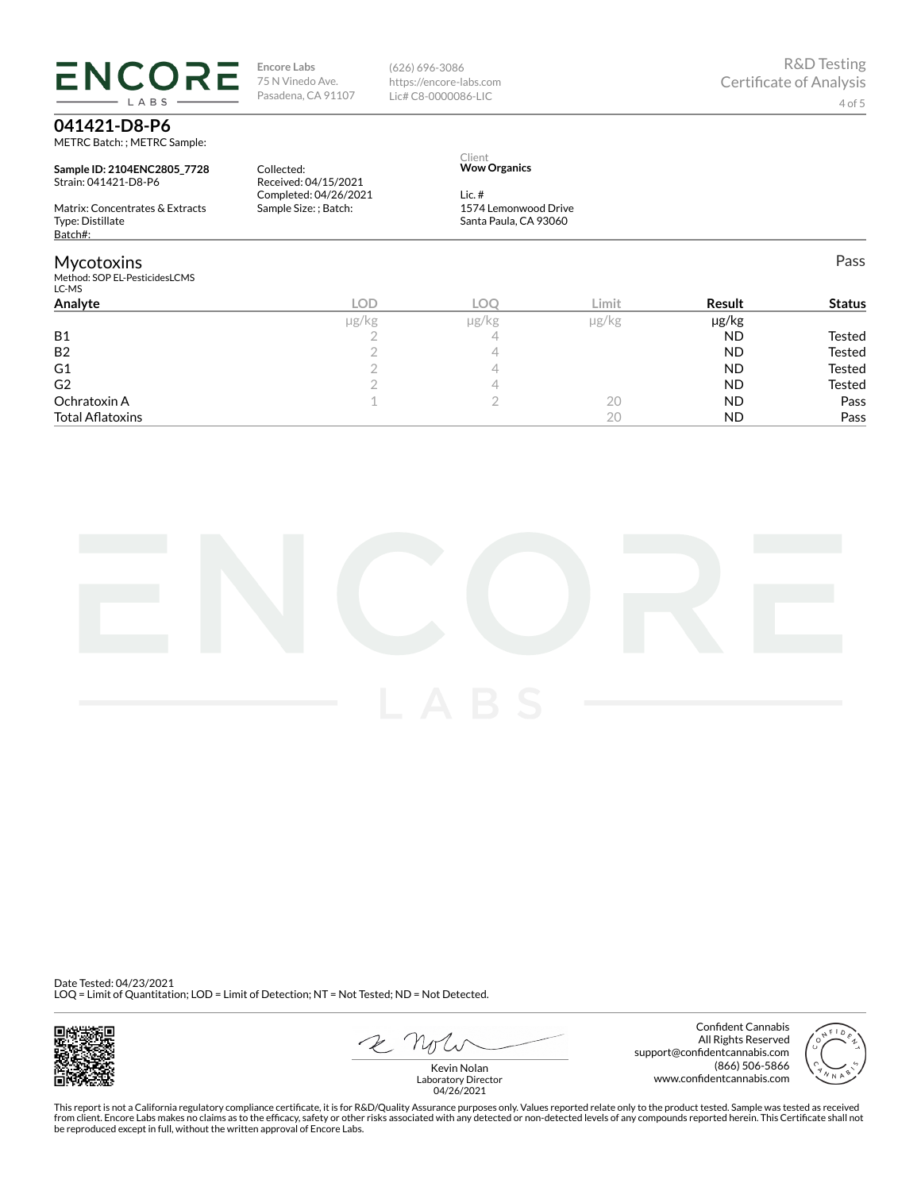**ENCORE LABS**

**Encore Labs**
75 N Vinedo Ave.
Pasadena, CA 91107

(626) 696-3086
https://encore-labs.com
Lic# C8-0000086-LIC

R&D Testing
Certificate of Analysis

## 041421-D8-P6

METRC Batch: ; METRC Sample:

**Sample ID: 2104ENC2805_7728**
Strain: 041421-D8-P6

Matrix: Concentrates & Extracts
Type: Distillate
Batch#:

Collected:
Received: 04/15/2021
Completed: 04/26/2021
Sample Size: ; Batch:

Client
**Wow Organics**

Lic. #
1574 Lemonwood Drive
Santa Paula, CA 93060

## Mycotoxins

Pass

Method: SOP EL-PesticidesLCMS
LC-MS

| Analyte | LOD | LOQ | Limit | Result | Status |
|---|---|---|---|---|---|
| | μg/kg | μg/kg | μg/kg | μg/kg | |
| B1 | 2 | 4 | | ND | Tested |
| B2 | 2 | 4 | | ND | Tested |
| G1 | 2 | 4 | | ND | Tested |
| G2 | 2 | 4 | | ND | Tested |
| Ochratoxin A | 1 | 2 | 20 | ND | Pass |
| Total Aflatoxins | | | 20 | ND | Pass |

Date Tested: 04/23/2021
LOQ = Limit of Quantitation; LOD = Limit of Detection; NT = Not Tested; ND = Not Detected.

Kevin Nolan
Laboratory Director
04/26/2021

Confident Cannabis
All Rights Reserved
support@confidentcannabis.com
(866) 506-5866
www.confidentcannabis.com

This report is not a California regulatory compliance certificate, it is for R&D/Quality Assurance purposes only. Values reported relate only to the product tested. Sample was tested as received from client. Encore Labs makes no claims as to the efficacy, safety or other risks associated with any detected or non-detected levels of any compounds reported herein. This Certificate shall not be reproduced except in full, without the written approval of Encore Labs.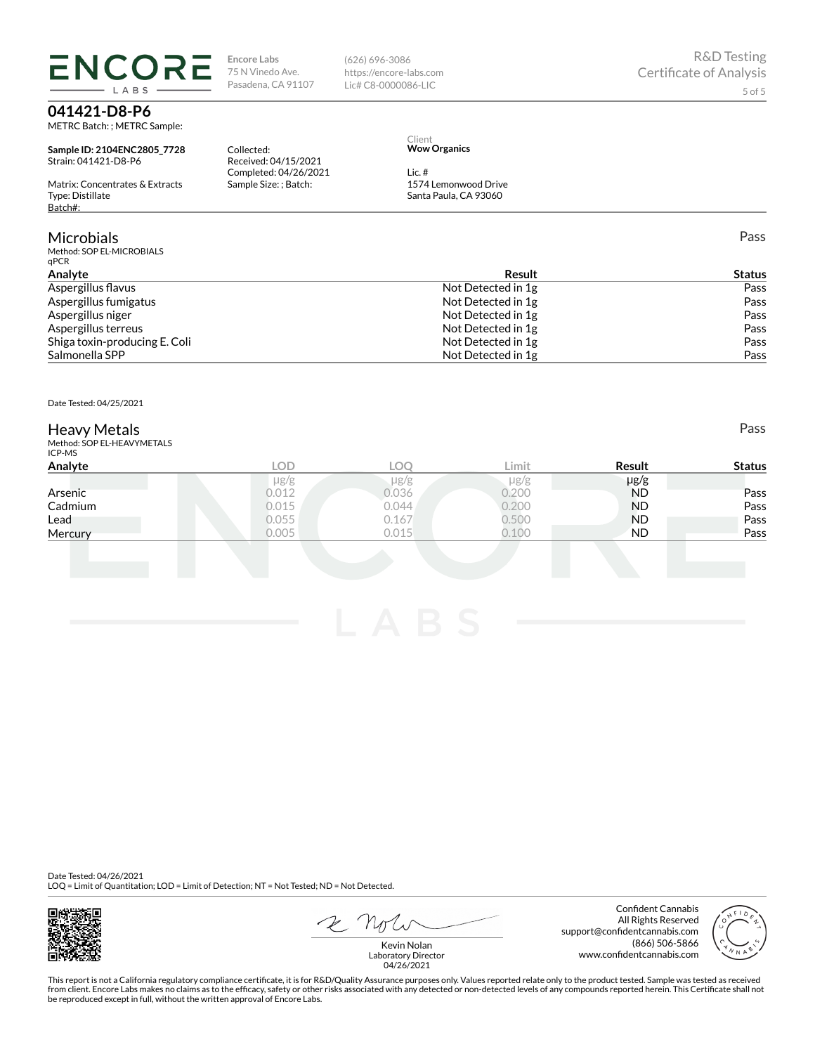Encore Labs
75 N Vinedo Ave.
Pasadena, CA 91107

(626) 696-3086
https://encore-labs.com
Lic# C8-0000086-LIC

R&D Testing
Certificate of Analysis

## 041421-D8-P6

METRC Batch: ; METRC Sample:

**Sample ID: 2104ENC2805_7728**
Strain: 041421-D8-P6

Matrix: Concentrates & Extracts
Type: Distillate
Batch#:

Collected:
Received: 04/15/2021
Completed: 04/26/2021
Sample Size: ; Batch:

Client
**Wow Organics**

Lic. #
1574 Lemonwood Drive
Santa Paula, CA 93060

## Microbials

Pass

Method: SOP EL-MICROBIALS
qPCR

| Analyte | Result | Status |
|---|---|---|
| Aspergillus flavus | Not Detected in 1g | Pass |
| Aspergillus fumigatus | Not Detected in 1g | Pass |
| Aspergillus niger | Not Detected in 1g | Pass |
| Aspergillus terreus | Not Detected in 1g | Pass |
| Shiga toxin-producing E. Coli | Not Detected in 1g | Pass |
| Salmonella SPP | Not Detected in 1g | Pass |

Date Tested: 04/25/2021

## Heavy Metals

Pass

Method: SOP EL-HEAVYMETALS
ICP-MS

| Analyte | LOD | LOQ | Limit | Result | Status |
|---|---|---|---|---|---|
| | μg/g | μg/g | μg/g | μg/g | |
| Arsenic | 0.012 | 0.036 | 0.200 | ND | Pass |
| Cadmium | 0.015 | 0.044 | 0.200 | ND | Pass |
| Lead | 0.055 | 0.167 | 0.500 | ND | Pass |
| Mercury | 0.005 | 0.015 | 0.100 | ND | Pass |

Date Tested: 04/26/2021
LOQ = Limit of Quantitation; LOD = Limit of Detection; NT = Not Tested; ND = Not Detected.

Kevin Nolan
Laboratory Director
04/26/2021

Confident Cannabis
All Rights Reserved
support@confidentcannabis.com
(866) 506-5866
www.confidentcannabis.com

This report is not a California regulatory compliance certificate, it is for R&D/Quality Assurance purposes only. Values reported relate only to the product tested. Sample was tested as received from client. Encore Labs makes no claims as to the efficacy, safety or other risks associated with any detected or non-detected levels of any compounds reported herein. This Certificate shall not be reproduced except in full, without the written approval of Encore Labs.